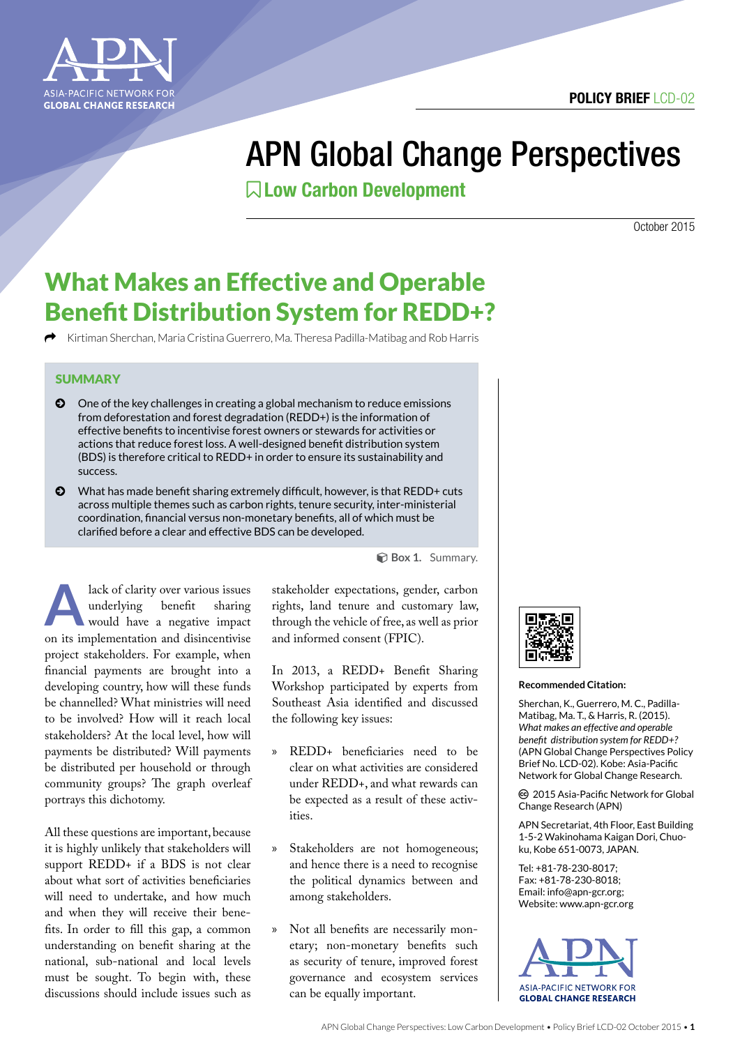POLICY BRIEF LCD-02

# APN Global Change Perspectives

## Low Carbon Development

October 2015

# What Makes an Effective and Operable Benefit Distribution System for REDD+?

Kirtiman Sherchan, Maria Cristina Guerrero, Ma. Theresa Padilla-Matibag and Rob Harris

### SUMMARY

- One of the key challenges in creating a global mechanism to reduce emissions from deforestation and forest degradation (REDD+) is the information of effective benefits to incentivise forest owners or stewards for activities or actions that reduce forest loss. A well-designed benefit distribution system (BDS) is therefore critical to REDD+ in order to ensure its sustainability and success.
- What has made benefit sharing extremely difficult, however, is that REDD+ cuts across multiple themes such as carbon rights, tenure security, inter-ministerial coordination, financial versus non-monetary benefits, all of which must be clarified before a clear and effective BDS can be developed.

**Box 1.** Summary.

A lack of clarity over various issues underlying benefit sharing would have a negative impact on its implementation and disincentivise project stakeholders. For example, when financial payments are brought into a developing country, how will these funds be channelled? What ministries will need to be involved? How will it reach local stakeholders? At the local level, how will payments be distributed? Will payments be distributed per household or through community groups? The graph overleaf portrays this dichotomy.

All these questions are important, because it is highly unlikely that stakeholders will support REDD+ if a BDS is not clear about what sort of activities beneficiaries will need to undertake, and how much and when they will receive their benefits. In order to fill this gap, a common understanding on benefit sharing at the national, sub-national and local levels must be sought. To begin with, these discussions should include issues such as stakeholder expectations, gender, carbon rights, land tenure and customary law, through the vehicle of free, as well as prior and informed consent (FPIC).

In 2013, a REDD+ Benefit Sharing Workshop participated by experts from Southeast Asia identified and discussed the following key issues:

- REDD+ beneficiaries need to be clear on what activities are considered under REDD+, and what rewards can be expected as a result of these activities.
- Stakeholders are not homogeneous; and hence there is a need to recognise the political dynamics between and among stakeholders.
- Not all benefits are necessarily monetary; non-monetary benefits such as security of tenure, improved forest governance and ecosystem services can be equally important.

**Recommended Citation:**

Sherchan, K., Guerrero, M. C., Padilla-Matibag, Ma. T., & Harris, R. (2015). *What makes an effective and operable benefit distribution system for REDD+?* (APN Global Change Perspectives Policy Brief No. LCD-02). Kobe: Asia-Pacific Network for Global Change Research.

© 2015 Asia-Pacific Network for Global Change Research (APN)

APN Secretariat, 4th Floor, East Building 1-5-2 Wakinohama Kaigan Dori, Chuo-ku, Kobe 651-0073, JAPAN.

Tel: +81-78-230-8017;
Fax: +81-78-230-8018;
Email: info@apn-gcr.org;
Website: www.apn-gcr.org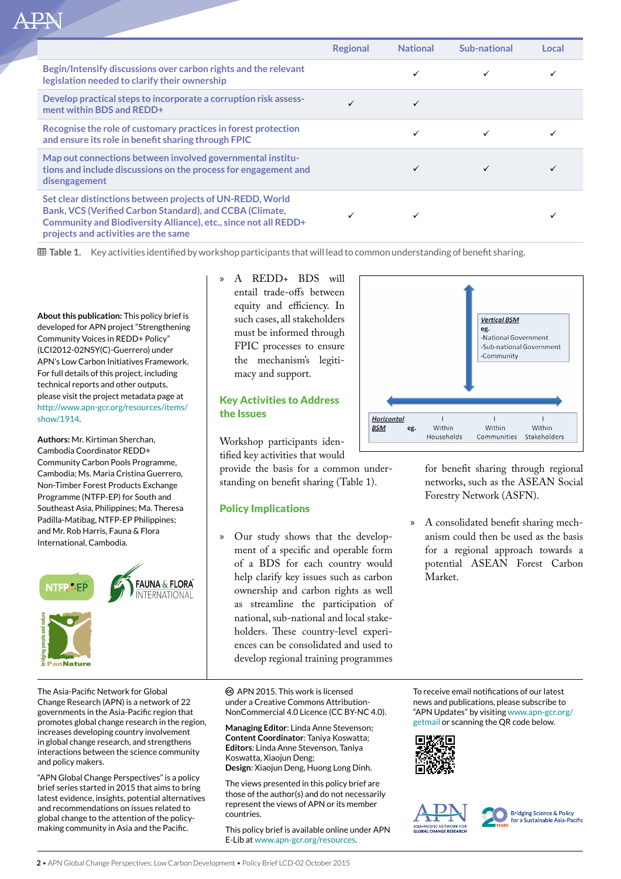| | Regional | National | Sub-national | Local |
|---|---|---|---|---|
| Begin/Intensify discussions over carbon rights and the relevant legislation needed to clarify their ownership | | ✓ | ✓ | ✓ |
| Develop practical steps to incorporate a corruption risk assessment within BDS and REDD+ | ✓ | ✓ | | |
| Recognise the role of customary practices in forest protection and ensure its role in benefit sharing through FPIC | | ✓ | ✓ | ✓ |
| Map out connections between involved governmental institutions and include discussions on the process for engagement and disengagement | | ✓ | ✓ | ✓ |
| Set clear distinctions between projects of UN-REDD, World Bank, VCS (Verified Carbon Standard), and CCBA (Climate, Community and Biodiversity Alliance), etc., since not all REDD+ projects and activities are the same | ✓ | ✓ | | ✓ |

**Table 1.** Key activities identified by workshop participants that will lead to common understanding of benefit sharing.

- A REDD+ BDS will entail trade-offs between equity and efficiency. In such cases, all stakeholders must be informed through FPIC processes to ensure the mechanism's legitimacy and support.

Vertical BSM
eg.
-National Government
-Sub-national Government
-Community

Horizontal BSM eg. Within Households Within Communities Within Stakeholders

## Key Activities to Address the Issues

Workshop participants identified key activities that would provide the basis for a common understanding on benefit sharing (Table 1).

## Policy Implications

- Our study shows that the development of a specific and operable form of a BDS for each country would help clarify key issues such as carbon ownership and carbon rights as well as streamline the participation of national, sub-national and local stakeholders. These country-level experiences can be consolidated and used to develop regional training programmes for benefit sharing through regional networks, such as the ASEAN Social Forestry Network (ASFN).
- A consolidated benefit sharing mechanism could then be used as the basis for a regional approach towards a potential ASEAN Forest Carbon Market.

**About this publication:** This policy brief is developed for APN project "Strengthening Community Voices in REDD+ Policy" (LCI2012-02NSY(C)-Guerrero) under APN's Low Carbon Initiatives Framework. For full details of this project, including technical reports and other outputs, please visit the project metadata page at http://www.apn-gcr.org/resources/items/show/1914.

**Authors:** Mr. Kirtiman Sherchan, Cambodia Coordinator REDD+ Community Carbon Pools Programme, Cambodia; Ms. Maria Cristina Guerrero, Non-Timber Forest Products Exchange Programme (NTFP-EP) for South and Southeast Asia, Philippines; Ma. Theresa Padilla-Matibag, NTFP-EP Philippines; and Mr. Rob Harris, Fauna & Flora International, Cambodia.

The Asia-Pacific Network for Global Change Research (APN) is a network of 22 governments in the Asia-Pacific region that promotes global change research in the region, increases developing country involvement in global change research, and strengthens interactions between the science community and policy makers.

"APN Global Change Perspectives" is a policy brief series started in 2015 that aims to bring latest evidence, insights, potential alternatives and recommendations on issues related to global change to the attention of the policy-making community in Asia and the Pacific.

© APN 2015. This work is licensed under a Creative Commons Attribution-NonCommercial 4.0 Licence (CC BY-NC 4.0).

**Managing Editor**: Linda Anne Stevenson; **Content Coordinator**: Taniya Koswatta; **Editors**: Linda Anne Stevenson, Taniya Koswatta, Xiaojun Deng; **Design**: Xiaojun Deng, Huong Long Dinh.

The views presented in this policy brief are those of the author(s) and do not necessarily represent the views of APN or its member countries.

This policy brief is available online under APN E-Lib at www.apn-gcr.org/resources.

To receive email notifications of our latest news and publications, please subscribe to "APN Updates" by visiting www.apn-gcr.org/getmail or scanning the QR code below.